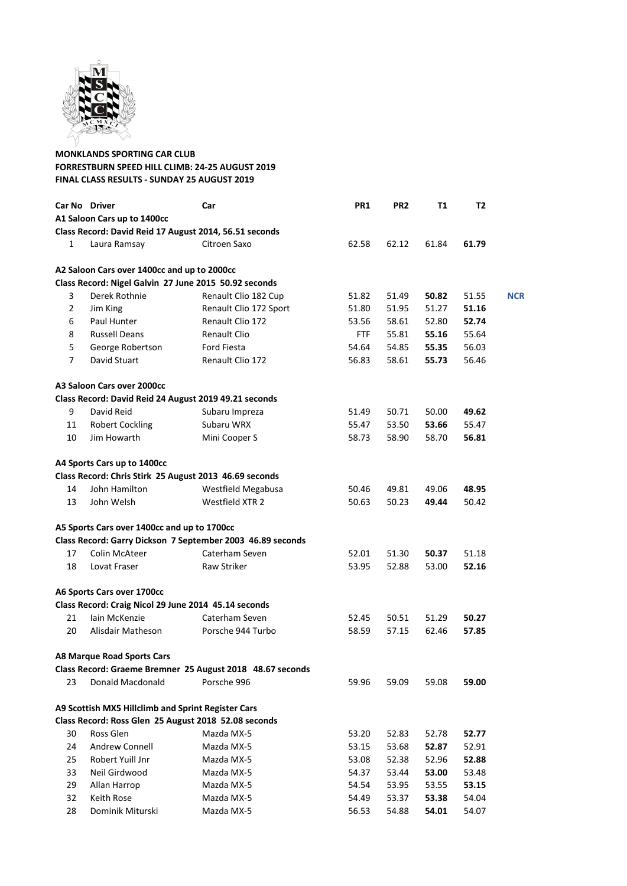**MONKLANDS SPORTING CAR CLUB**
**FORRESTBURN SPEED HILL CLIMB: 24-25 AUGUST 2019**
**FINAL CLASS RESULTS - SUNDAY 25 AUGUST 2019**

| Car No | Driver | Car | PR1 | PR2 | T1 | T2 | |
|---|---|---|---|---|---|---|---|
| **A1 Saloon Cars up to 1400cc** | | | | | | | |
| **Class Record: David Reid 17 August 2014, 56.51 seconds** | | | | | | | |
| 1 | Laura Ramsay | Citroen Saxo | 62.58 | 62.12 | 61.84 | **61.79** | |
| **A2 Saloon Cars over 1400cc and up to 2000cc** | | | | | | | |
| **Class Record: Nigel Galvin 27 June 2015 50.92 seconds** | | | | | | | |
| 3 | Derek Rothnie | Renault Clio 182 Cup | 51.82 | 51.49 | **50.82** | 51.55 | **NCR** |
| 2 | Jim King | Renault Clio 172 Sport | 51.80 | 51.95 | 51.27 | **51.16** | |
| 6 | Paul Hunter | Renault Clio 172 | 53.56 | 58.61 | 52.80 | **52.74** | |
| 8 | Russell Deans | Renault Clio | FTF | 55.81 | **55.16** | 55.64 | |
| 5 | George Robertson | Ford Fiesta | 54.64 | 54.85 | **55.35** | 56.03 | |
| 7 | David Stuart | Renault Clio 172 | 56.83 | 58.61 | **55.73** | 56.46 | |
| **A3 Saloon Cars over 2000cc** | | | | | | | |
| **Class Record: David Reid 24 August 2019 49.21 seconds** | | | | | | | |
| 9 | David Reid | Subaru Impreza | 51.49 | 50.71 | 50.00 | **49.62** | |
| 11 | Robert Cockling | Subaru WRX | 55.47 | 53.50 | **53.66** | 55.47 | |
| 10 | Jim Howarth | Mini Cooper S | 58.73 | 58.90 | 58.70 | **56.81** | |
| **A4 Sports Cars up to 1400cc** | | | | | | | |
| **Class Record: Chris Stirk 25 August 2013 46.69 seconds** | | | | | | | |
| 14 | John Hamilton | Westfield Megabusa | 50.46 | 49.81 | 49.06 | **48.95** | |
| 13 | John Welsh | Westfield XTR 2 | 50.63 | 50.23 | **49.44** | 50.42 | |
| **A5 Sports Cars over 1400cc and up to 1700cc** | | | | | | | |
| **Class Record: Garry Dickson 7 September 2003 46.89 seconds** | | | | | | | |
| 17 | Colin McAteer | Caterham Seven | 52.01 | 51.30 | **50.37** | 51.18 | |
| 18 | Lovat Fraser | Raw Striker | 53.95 | 52.88 | 53.00 | **52.16** | |
| **A6 Sports Cars over 1700cc** | | | | | | | |
| **Class Record: Craig Nicol 29 June 2014 45.14 seconds** | | | | | | | |
| 21 | Iain McKenzie | Caterham Seven | 52.45 | 50.51 | 51.29 | **50.27** | |
| 20 | Alisdair Matheson | Porsche 944 Turbo | 58.59 | 57.15 | 62.46 | **57.85** | |
| **A8 Marque Road Sports Cars** | | | | | | | |
| **Class Record: Graeme Bremner 25 August 2018 48.67 seconds** | | | | | | | |
| 23 | Donald Macdonald | Porsche 996 | 59.96 | 59.09 | 59.08 | **59.00** | |
| **A9 Scottish MX5 Hillclimb and Sprint Register Cars** | | | | | | | |
| **Class Record: Ross Glen 25 August 2018 52.08 seconds** | | | | | | | |
| 30 | Ross Glen | Mazda MX-5 | 53.20 | 52.83 | 52.78 | **52.77** | |
| 24 | Andrew Connell | Mazda MX-5 | 53.15 | 53.68 | **52.87** | 52.91 | |
| 25 | Robert Yuill Jnr | Mazda MX-5 | 53.08 | 52.38 | 52.96 | **52.88** | |
| 33 | Neil Girdwood | Mazda MX-5 | 54.37 | 53.44 | **53.00** | 53.48 | |
| 29 | Allan Harrop | Mazda MX-5 | 54.54 | 53.95 | 53.55 | **53.15** | |
| 32 | Keith Rose | Mazda MX-5 | 54.49 | 53.37 | **53.38** | 54.04 | |
| 28 | Dominik Miturski | Mazda MX-5 | 56.53 | 54.88 | **54.01** | 54.07 | |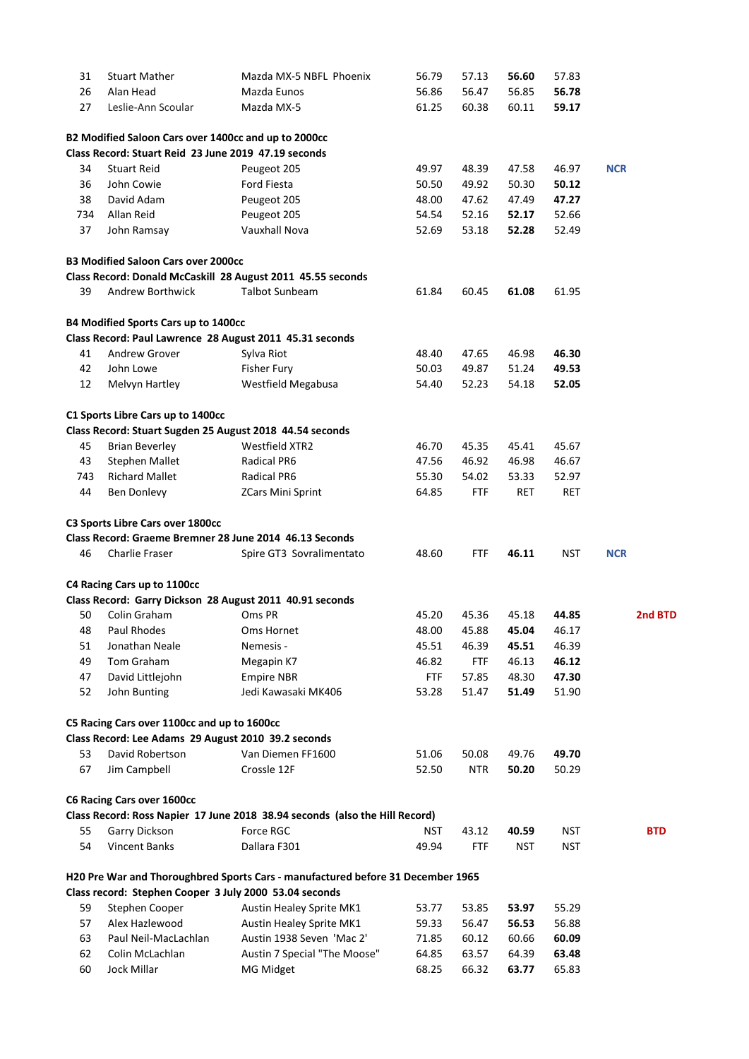| | | | | | | | | |
|---|---|---|---|---|---|---|---|---|
| 31 | Stuart Mather | Mazda MX-5 NBFL Phoenix | 56.79 | 57.13 | **56.60** | 57.83 | | |
| 26 | Alan Head | Mazda Eunos | 56.86 | 56.47 | 56.85 | **56.78** | | |
| 27 | Leslie-Ann Scoular | Mazda MX-5 | 61.25 | 60.38 | 60.11 | **59.17** | | |

**B2 Modified Saloon Cars over 1400cc and up to 2000cc**
**Class Record: Stuart Reid 23 June 2019 47.19 seconds**

| | | | | | | | | |
|---|---|---|---|---|---|---|---|---|
| 34 | Stuart Reid | Peugeot 205 | 49.97 | 48.39 | 47.58 | 46.97 | **NCR** | |
| 36 | John Cowie | Ford Fiesta | 50.50 | 49.92 | 50.30 | **50.12** | | |
| 38 | David Adam | Peugeot 205 | 48.00 | 47.62 | 47.49 | **47.27** | | |
| 734 | Allan Reid | Peugeot 205 | 54.54 | 52.16 | **52.17** | 52.66 | | |
| 37 | John Ramsay | Vauxhall Nova | 52.69 | 53.18 | **52.28** | 52.49 | | |

**B3 Modified Saloon Cars over 2000cc**
**Class Record: Donald McCaskill 28 August 2011 45.55 seconds**

| | | | | | | | | |
|---|---|---|---|---|---|---|---|---|
| 39 | Andrew Borthwick | Talbot Sunbeam | 61.84 | 60.45 | **61.08** | 61.95 | | |

**B4 Modified Sports Cars up to 1400cc**
**Class Record: Paul Lawrence 28 August 2011 45.31 seconds**

| | | | | | | | | |
|---|---|---|---|---|---|---|---|---|
| 41 | Andrew Grover | Sylva Riot | 48.40 | 47.65 | 46.98 | **46.30** | | |
| 42 | John Lowe | Fisher Fury | 50.03 | 49.87 | 51.24 | **49.53** | | |
| 12 | Melvyn Hartley | Westfield Megabusa | 54.40 | 52.23 | 54.18 | **52.05** | | |

**C1 Sports Libre Cars up to 1400cc**
**Class Record: Stuart Sugden 25 August 2018 44.54 seconds**

| | | | | | | | | |
|---|---|---|---|---|---|---|---|---|
| 45 | Brian Beverley | Westfield XTR2 | 46.70 | 45.35 | 45.41 | 45.67 | | |
| 43 | Stephen Mallet | Radical PR6 | 47.56 | 46.92 | 46.98 | 46.67 | | |
| 743 | Richard Mallet | Radical PR6 | 55.30 | 54.02 | 53.33 | 52.97 | | |
| 44 | Ben Donlevy | ZCars Mini Sprint | 64.85 | FTF | RET | RET | | |

**C3 Sports Libre Cars over 1800cc**
**Class Record: Graeme Bremner 28 June 2014 46.13 Seconds**

| | | | | | | | | |
|---|---|---|---|---|---|---|---|---|
| 46 | Charlie Fraser | Spire GT3 Sovralimentato | 48.60 | FTF | **46.11** | NST | **NCR** | |

**C4 Racing Cars up to 1100cc**
**Class Record: Garry Dickson 28 August 2011 40.91 seconds**

| | | | | | | | | |
|---|---|---|---|---|---|---|---|---|
| 50 | Colin Graham | Oms PR | 45.20 | 45.36 | 45.18 | **44.85** | | **2nd BTD** |
| 48 | Paul Rhodes | Oms Hornet | 48.00 | 45.88 | **45.04** | 46.17 | | |
| 51 | Jonathan Neale | Nemesis - | 45.51 | 46.39 | **45.51** | 46.39 | | |
| 49 | Tom Graham | Megapin K7 | 46.82 | FTF | 46.13 | **46.12** | | |
| 47 | David Littlejohn | Empire NBR | FTF | 57.85 | 48.30 | **47.30** | | |
| 52 | John Bunting | Jedi Kawasaki MK406 | 53.28 | 51.47 | **51.49** | 51.90 | | |

**C5 Racing Cars over 1100cc and up to 1600cc**
**Class Record: Lee Adams 29 August 2010 39.2 seconds**

| | | | | | | | | |
|---|---|---|---|---|---|---|---|---|
| 53 | David Robertson | Van Diemen FF1600 | 51.06 | 50.08 | 49.76 | **49.70** | | |
| 67 | Jim Campbell | Crossle 12F | 52.50 | NTR | **50.20** | 50.29 | | |

**C6 Racing Cars over 1600cc**
**Class Record: Ross Napier 17 June 2018 38.94 seconds (also the Hill Record)**

| | | | | | | | | |
|---|---|---|---|---|---|---|---|---|
| 55 | Garry Dickson | Force RGC | NST | 43.12 | **40.59** | NST | | **BTD** |
| 54 | Vincent Banks | Dallara F301 | 49.94 | FTF | NST | NST | | |

**H20 Pre War and Thoroughbred Sports Cars - manufactured before 31 December 1965**
**Class record: Stephen Cooper 3 July 2000 53.04 seconds**

| | | | | | | | | |
|---|---|---|---|---|---|---|---|---|
| 59 | Stephen Cooper | Austin Healey Sprite MK1 | 53.77 | 53.85 | **53.97** | 55.29 | | |
| 57 | Alex Hazlewood | Austin Healey Sprite MK1 | 59.33 | 56.47 | **56.53** | 56.88 | | |
| 63 | Paul Neil-MacLachlan | Austin 1938 Seven 'Mac 2' | 71.85 | 60.12 | 60.66 | **60.09** | | |
| 62 | Colin McLachlan | Austin 7 Special "The Moose" | 64.85 | 63.57 | 64.39 | **63.48** | | |
| 60 | Jock Millar | MG Midget | 68.25 | 66.32 | **63.77** | 65.83 | | |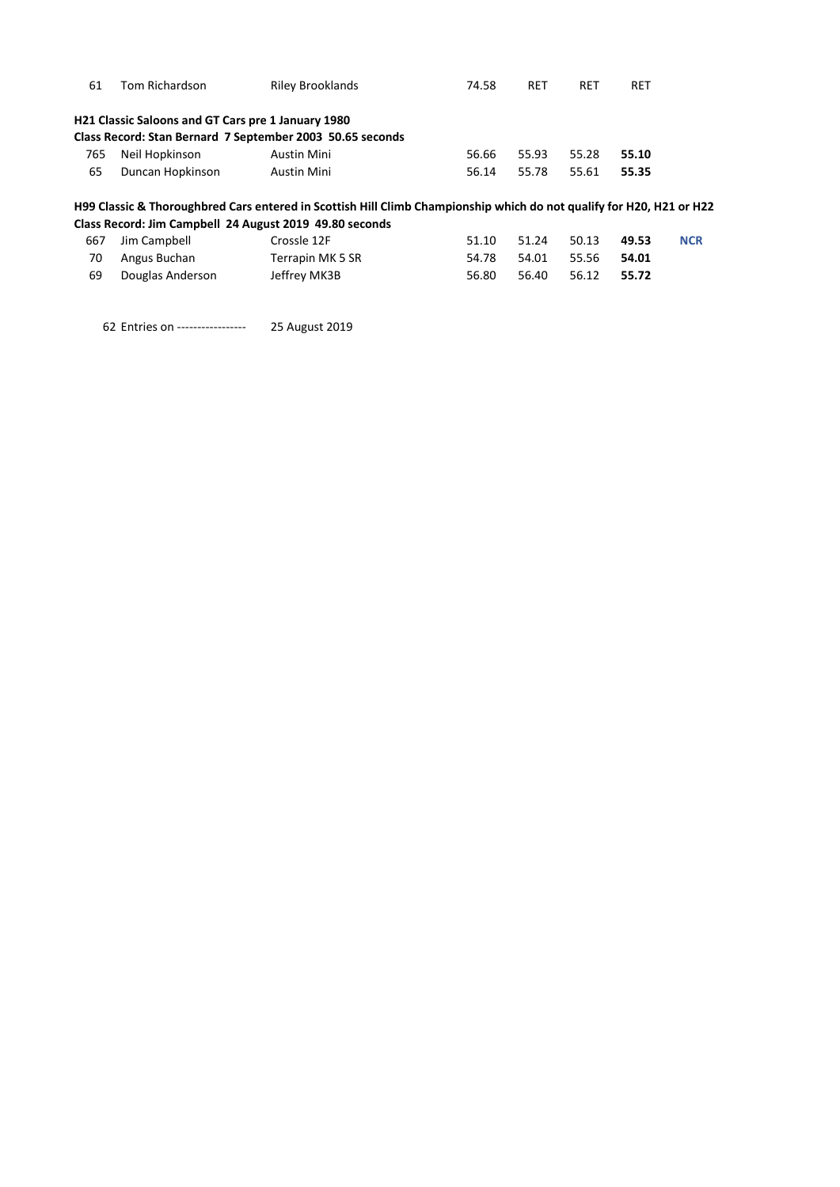| | | | | | | | | |
|---|---|---|---|---|---|---|---|---|
| 61 | Tom Richardson | Riley Brooklands | 74.58 | RET | RET | RET | | |

**H21 Classic Saloons and GT Cars pre 1 January 1980**

**Class Record: Stan Bernard 7 September 2003 50.65 seconds**

| | | | | | | | | |
|---|---|---|---|---|---|---|---|---|
| 765 | Neil Hopkinson | Austin Mini | 56.66 | 55.93 | 55.28 | **55.10** | | |
| 65 | Duncan Hopkinson | Austin Mini | 56.14 | 55.78 | 55.61 | **55.35** | | |

**H99 Classic & Thoroughbred Cars entered in Scottish Hill Climb Championship which do not qualify for H20, H21 or H22**

**Class Record: Jim Campbell 24 August 2019 49.80 seconds**

| | | | | | | | | |
|---|---|---|---|---|---|---|---|---|
| 667 | Jim Campbell | Crossle 12F | 51.10 | 51.24 | 50.13 | **49.53** | | **NCR** |
| 70 | Angus Buchan | Terrapin MK 5 SR | 54.78 | 54.01 | 55.56 | **54.01** | | |
| 69 | Douglas Anderson | Jeffrey MK3B | 56.80 | 56.40 | 56.12 | **55.72** | | |

62 Entries on ----------------- 25 August 2019